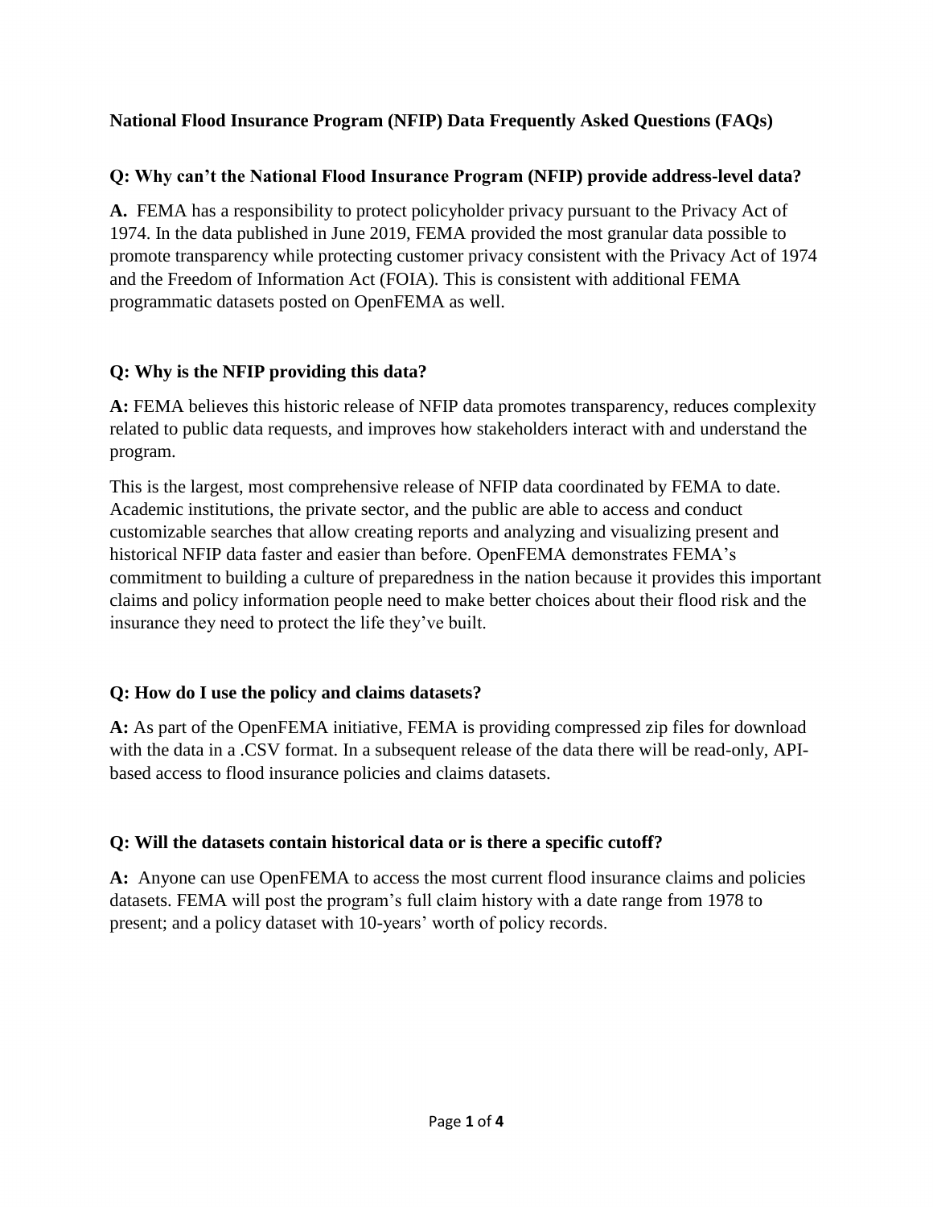# National Flood Insurance Program (NFIP) Data Frequently Asked Questions (FAQs)

**Q: Why can't the National Flood Insurance Program (NFIP) provide address-level data?**

**A.** FEMA has a responsibility to protect policyholder privacy pursuant to the Privacy Act of 1974. In the data published in June 2019, FEMA provided the most granular data possible to promote transparency while protecting customer privacy consistent with the Privacy Act of 1974 and the Freedom of Information Act (FOIA). This is consistent with additional FEMA programmatic datasets posted on OpenFEMA as well.

**Q: Why is the NFIP providing this data?**

**A:** FEMA believes this historic release of NFIP data promotes transparency, reduces complexity related to public data requests, and improves how stakeholders interact with and understand the program.

This is the largest, most comprehensive release of NFIP data coordinated by FEMA to date. Academic institutions, the private sector, and the public are able to access and conduct customizable searches that allow creating reports and analyzing and visualizing present and historical NFIP data faster and easier than before. OpenFEMA demonstrates FEMA's commitment to building a culture of preparedness in the nation because it provides this important claims and policy information people need to make better choices about their flood risk and the insurance they need to protect the life they've built.

**Q: How do I use the policy and claims datasets?**

**A:** As part of the OpenFEMA initiative, FEMA is providing compressed zip files for download with the data in a .CSV format. In a subsequent release of the data there will be read-only, API-based access to flood insurance policies and claims datasets.

**Q: Will the datasets contain historical data or is there a specific cutoff?**

**A:** Anyone can use OpenFEMA to access the most current flood insurance claims and policies datasets. FEMA will post the program's full claim history with a date range from 1978 to present; and a policy dataset with 10-years' worth of policy records.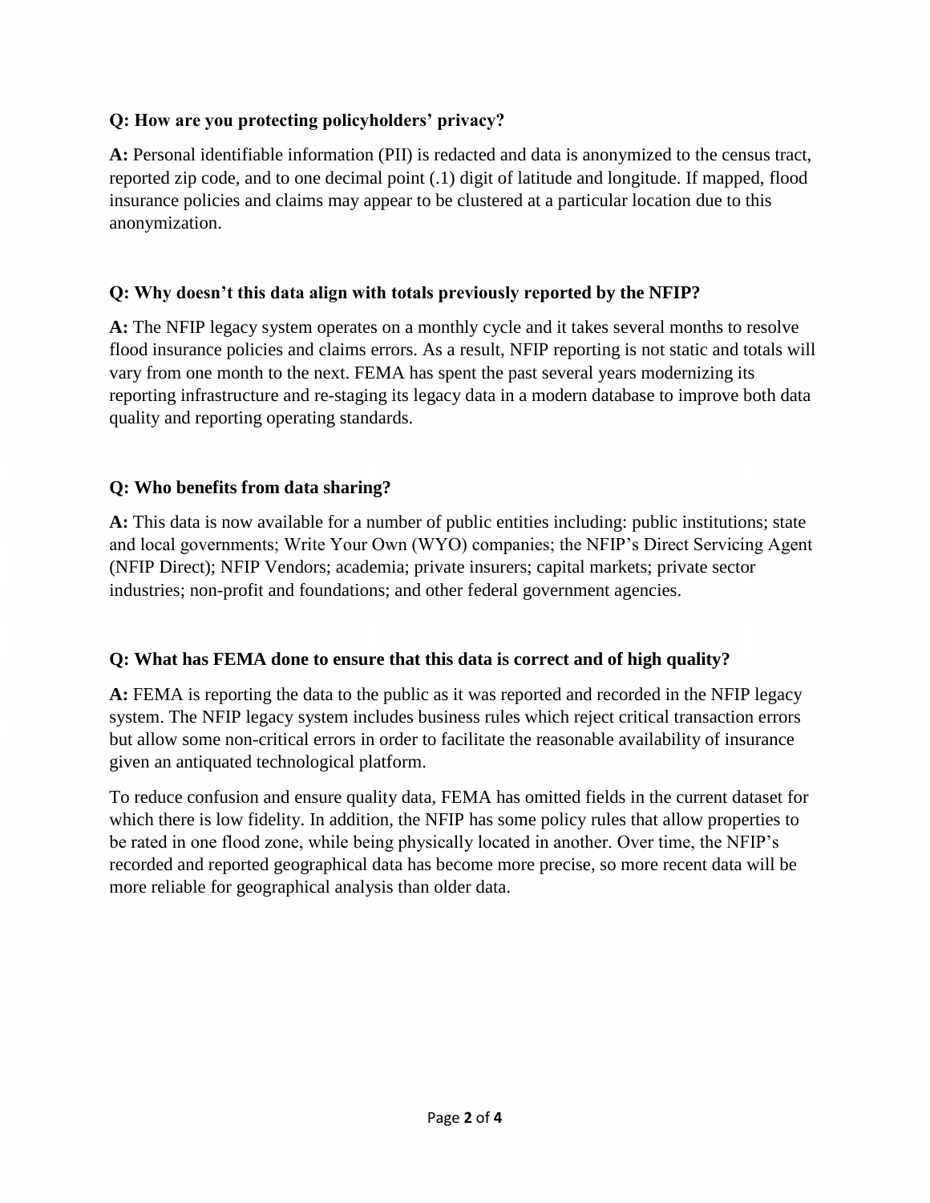**Q: How are you protecting policyholders' privacy?**

**A:** Personal identifiable information (PII) is redacted and data is anonymized to the census tract, reported zip code, and to one decimal point (.1) digit of latitude and longitude. If mapped, flood insurance policies and claims may appear to be clustered at a particular location due to this anonymization.

**Q: Why doesn't this data align with totals previously reported by the NFIP?**

**A:** The NFIP legacy system operates on a monthly cycle and it takes several months to resolve flood insurance policies and claims errors. As a result, NFIP reporting is not static and totals will vary from one month to the next. FEMA has spent the past several years modernizing its reporting infrastructure and re-staging its legacy data in a modern database to improve both data quality and reporting operating standards.

**Q: Who benefits from data sharing?**

**A:** This data is now available for a number of public entities including: public institutions; state and local governments; Write Your Own (WYO) companies; the NFIP's Direct Servicing Agent (NFIP Direct); NFIP Vendors; academia; private insurers; capital markets; private sector industries; non-profit and foundations; and other federal government agencies.

**Q: What has FEMA done to ensure that this data is correct and of high quality?**

**A:** FEMA is reporting the data to the public as it was reported and recorded in the NFIP legacy system. The NFIP legacy system includes business rules which reject critical transaction errors but allow some non-critical errors in order to facilitate the reasonable availability of insurance given an antiquated technological platform.

To reduce confusion and ensure quality data, FEMA has omitted fields in the current dataset for which there is low fidelity. In addition, the NFIP has some policy rules that allow properties to be rated in one flood zone, while being physically located in another. Over time, the NFIP's recorded and reported geographical data has become more precise, so more recent data will be more reliable for geographical analysis than older data.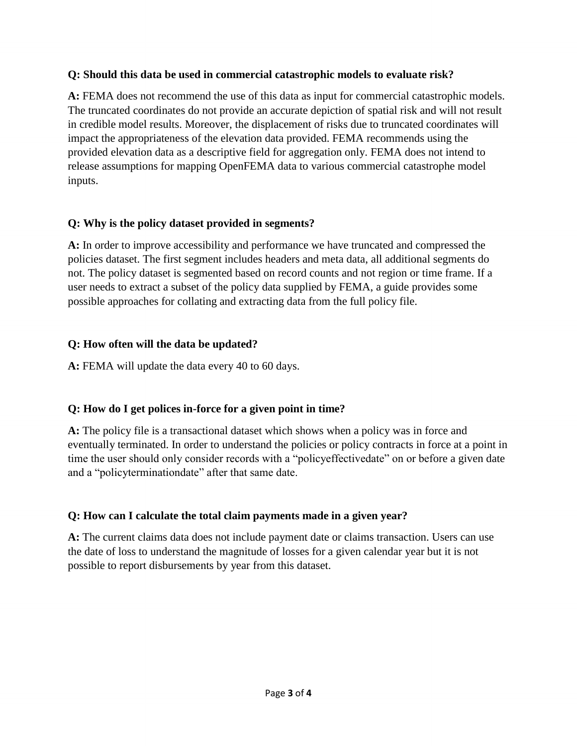**Q: Should this data be used in commercial catastrophic models to evaluate risk?**

**A:** FEMA does not recommend the use of this data as input for commercial catastrophic models. The truncated coordinates do not provide an accurate depiction of spatial risk and will not result in credible model results. Moreover, the displacement of risks due to truncated coordinates will impact the appropriateness of the elevation data provided. FEMA recommends using the provided elevation data as a descriptive field for aggregation only. FEMA does not intend to release assumptions for mapping OpenFEMA data to various commercial catastrophe model inputs.

**Q: Why is the policy dataset provided in segments?**

**A:** In order to improve accessibility and performance we have truncated and compressed the policies dataset. The first segment includes headers and meta data, all additional segments do not. The policy dataset is segmented based on record counts and not region or time frame. If a user needs to extract a subset of the policy data supplied by FEMA, a guide provides some possible approaches for collating and extracting data from the full policy file.

**Q: How often will the data be updated?**

**A:** FEMA will update the data every 40 to 60 days.

**Q: How do I get polices in-force for a given point in time?**

**A:** The policy file is a transactional dataset which shows when a policy was in force and eventually terminated. In order to understand the policies or policy contracts in force at a point in time the user should only consider records with a "policyeffectivedate" on or before a given date and a "policyterminationdate" after that same date.

**Q: How can I calculate the total claim payments made in a given year?**

**A:** The current claims data does not include payment date or claims transaction. Users can use the date of loss to understand the magnitude of losses for a given calendar year but it is not possible to report disbursements by year from this dataset.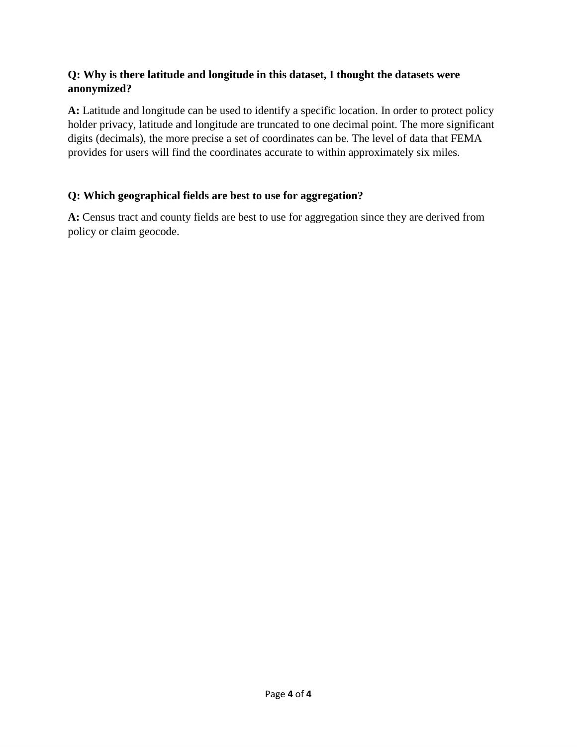**Q: Why is there latitude and longitude in this dataset, I thought the datasets were anonymized?**

**A:** Latitude and longitude can be used to identify a specific location. In order to protect policy holder privacy, latitude and longitude are truncated to one decimal point. The more significant digits (decimals), the more precise a set of coordinates can be. The level of data that FEMA provides for users will find the coordinates accurate to within approximately six miles.

**Q: Which geographical fields are best to use for aggregation?**

**A:** Census tract and county fields are best to use for aggregation since they are derived from policy or claim geocode.